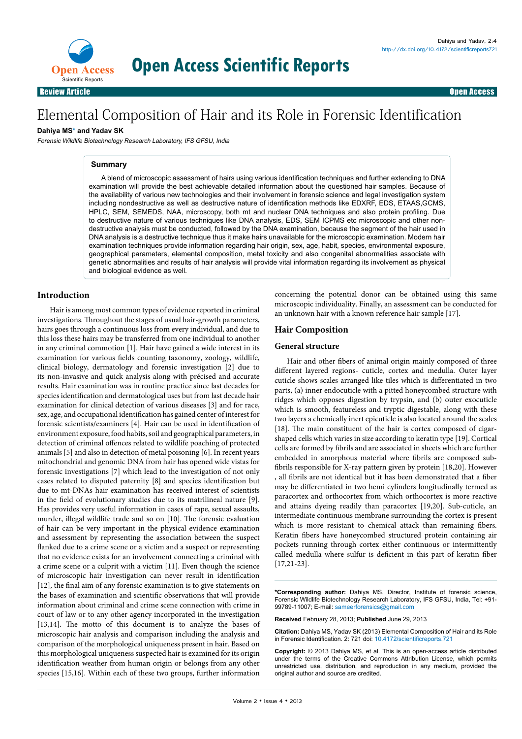Review Article | Open Access

# Elemental Composition of Hair and its Role in Forensic Identification

**Dahiya MS*** **and Yadav SK**

*Forensic Wildlife Biotechnology Research Laboratory, IFS GFSU, India*

### Summary

A blend of microscopic assessment of hairs using various identification techniques and further extending to DNA examination will provide the best achievable detailed information about the questioned hair samples. Because of the availability of various new technologies and their involvement in forensic science and legal investigation system including nondestructive as well as destructive nature of identification methods like EDXRF, EDS, ETAAS,GCMS, HPLC, SEM, SEMEDS, NAA, microscopy, both mt and nuclear DNA techniques and also protein profiling. Due to destructive nature of various techniques like DNA analysis, EDS, SEM ICPMS etc microscopic and other non-destructive analysis must be conducted, followed by the DNA examination, because the segment of the hair used in DNA analysis is a destructive technique thus it make hairs unavailable for the microscopic examination. Modern hair examination techniques provide information regarding hair origin, sex, age, habit, species, environmental exposure, geographical parameters, elemental composition, metal toxicity and also congenital abnormalities associate with genetic abnormalities and results of hair analysis will provide vital information regarding its involvement as physical and biological evidence as well.

## Introduction

Hair is among most common types of evidence reported in criminal investigations. Throughout the stages of usual hair-growth parameters, hairs goes through a continuous loss from every individual, and due to this loss these hairs may be transferred from one individual to another in any criminal commotion [1]. Hair have gained a wide interest in its examination for various fields counting taxonomy, zoology, wildlife, clinical biology, dermatology and forensic investigation [2] due to its non-invasive and quick analysis along with précised and accurate results. Hair examination was in routine practice since last decades for species identification and dermatological uses but from last decade hair examination for clinical detection of various diseases [3] and for race, sex, age, and occupational identification has gained center of interest for forensic scientists/examiners [4]. Hair can be used in identification of environment exposure, food habits, soil and geographical parameters, in detection of criminal offences related to wildlife poaching of protected animals [5] and also in detection of metal poisoning [6]. In recent years mitochondrial and genomic DNA from hair has opened wide vistas for forensic investigations [7] which lead to the investigation of not only cases related to disputed paternity [8] and species identification but due to mt-DNAs hair examination has received interest of scientists in the field of evolutionary studies due to its matrilineal nature [9]. Has provides very useful information in cases of rape, sexual assaults, murder, illegal wildlife trade and so on [10]. The forensic evaluation of hair can be very important in the physical evidence examination and assessment by representing the association between the suspect flanked due to a crime scene or a victim and a suspect or representing that no evidence exists for an involvement connecting a criminal with a crime scene or a culprit with a victim [11]. Even though the science of microscopic hair investigation can never result in identification [12], the final aim of any forensic examination is to give statements on the bases of examination and scientific observations that will provide information about criminal and crime scene connection with crime in court of law or to any other agency incorporated in the investigation [13,14]. The motto of this document is to analyze the bases of microscopic hair analysis and comparison including the analysis and comparison of the morphological uniqueness present in hair. Based on this morphological uniqueness suspected hair is examined for its origin identification weather from human origin or belongs from any other species [15,16]. Within each of these two groups, further information concerning the potential donor can be obtained using this same microscopic individuality. Finally, an assessment can be conducted for an unknown hair with a known reference hair sample [17].

## Hair Composition

### General structure

Hair and other fibers of animal origin mainly composed of three different layered regions- cuticle, cortex and medulla. Outer layer cuticle shows scales arranged like tiles which is differentiated in two parts, (a) inner endocuticle with a pitted honeycombed structure with ridges which opposes digestion by trypsin, and (b) outer exocuticle which is smooth, featureless and tryptic digestable, along with these two layers a chemically inert epicuticle is also located around the scales [18]. The main constituent of the hair is cortex composed of cigar-shaped cells which varies in size according to keratin type [19]. Cortical cells are formed by fibrils and are associated in sheets which are further embedded in amorphous material where fibrils are composed sub-fibrils responsible for X-ray pattern given by protein [18,20]. However , all fibrils are not identical but it has been demonstrated that a fiber may be differentiated in two hemi cylinders longitudinally termed as paracortex and orthocortex from which orthocortex is more reactive and attains dyeing readily than paracortex [19,20]. Sub-cuticle, an intermediate continuous membrane surrounding the cortex is present which is more resistant to chemical attack than remaining fibers. Keratin fibers have honeycombed structured protein containing air pockets running through cortex either continuous or intermittently called medulla where sulfur is deficient in this part of keratin fiber [17,21-23].

---

***Corresponding author:** Dahiya MS, Director, Institute of forensic science, Forensic Wildlife Biotechnology Research Laboratory, IFS GFSU, India, Tel: +91-99789-11007; E-mail: sameerforensics@gmail.com

**Received** February 28, 2013; **Published** June 29, 2013

**Citation:** Dahiya MS, Yadav SK (2013) Elemental Composition of Hair and its Role in Forensic Identification. 2: 721 doi: 10.4172/scientificreports.721

**Copyright:** © 2013 Dahiya MS, et al. This is an open-access article distributed under the terms of the Creative Commons Attribution License, which permits unrestricted use, distribution, and reproduction in any medium, provided the original author and source are credited.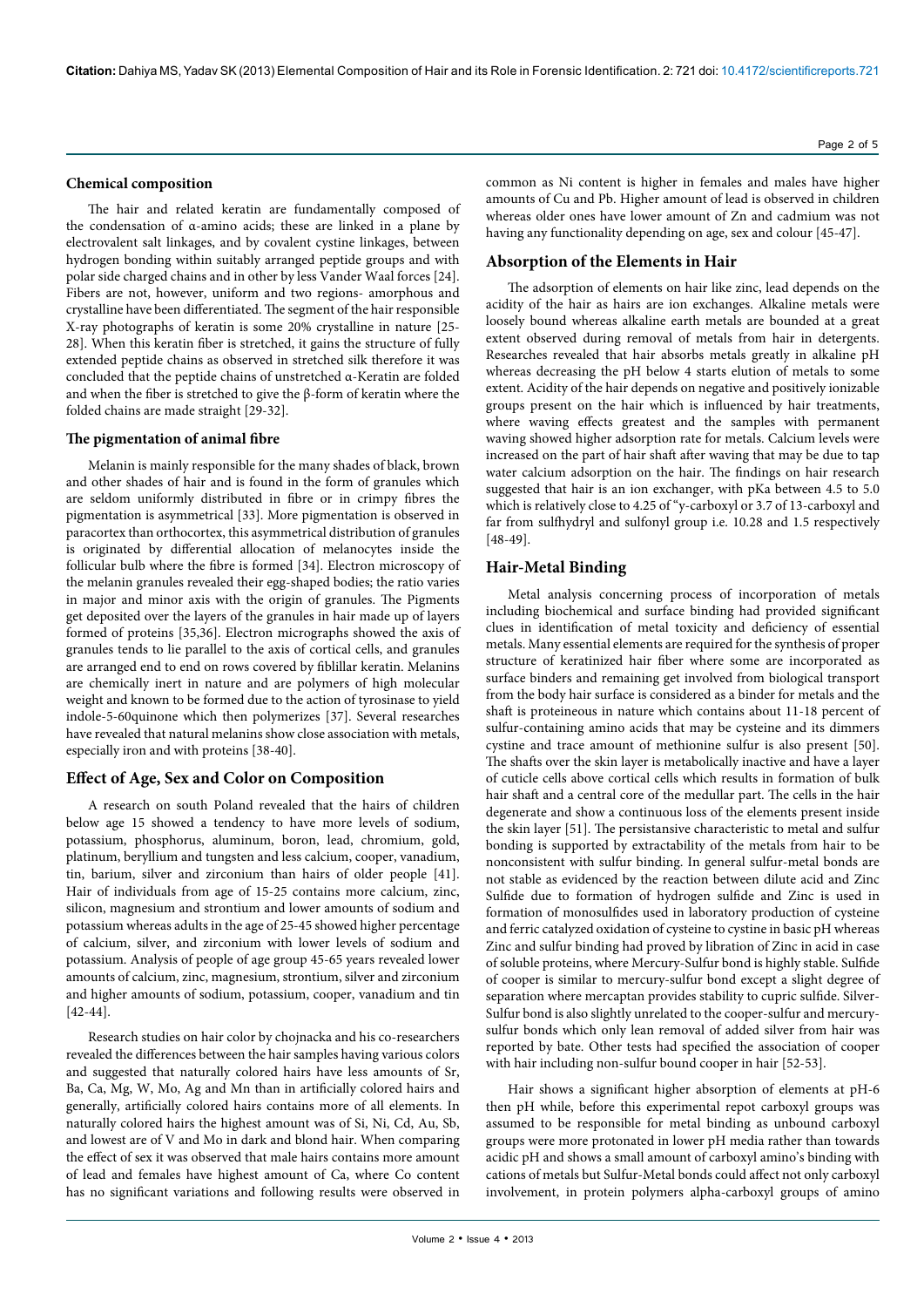### Chemical composition

The hair and related keratin are fundamentally composed of the condensation of α-amino acids; these are linked in a plane by electrovalent salt linkages, and by covalent cystine linkages, between hydrogen bonding within suitably arranged peptide groups and with polar side charged chains and in other by less Vander Waal forces [24]. Fibers are not, however, uniform and two regions- amorphous and crystalline have been differentiated. The segment of the hair responsible X-ray photographs of keratin is some 20% crystalline in nature [25-28]. When this keratin fiber is stretched, it gains the structure of fully extended peptide chains as observed in stretched silk therefore it was concluded that the peptide chains of unstretched α-Keratin are folded and when the fiber is stretched to give the β-form of keratin where the folded chains are made straight [29-32].

### The pigmentation of animal fibre

Melanin is mainly responsible for the many shades of black, brown and other shades of hair and is found in the form of granules which are seldom uniformly distributed in fibre or in crimpy fibres the pigmentation is asymmetrical [33]. More pigmentation is observed in paracortex than orthocortex, this asymmetrical distribution of granules is originated by differential allocation of melanocytes inside the follicular bulb where the fibre is formed [34]. Electron microscopy of the melanin granules revealed their egg-shaped bodies; the ratio varies in major and minor axis with the origin of granules. The Pigments get deposited over the layers of the granules in hair made up of layers formed of proteins [35,36]. Electron micrographs showed the axis of granules tends to lie parallel to the axis of cortical cells, and granules are arranged end to end on rows covered by fiblillar keratin. Melanins are chemically inert in nature and are polymers of high molecular weight and known to be formed due to the action of tyrosinase to yield indole-5-60quinone which then polymerizes [37]. Several researches have revealed that natural melanins show close association with metals, especially iron and with proteins [38-40].

## Effect of Age, Sex and Color on Composition

A research on south Poland revealed that the hairs of children below age 15 showed a tendency to have more levels of sodium, potassium, phosphorus, aluminum, boron, lead, chromium, gold, platinum, beryllium and tungsten and less calcium, cooper, vanadium, tin, barium, silver and zirconium than hairs of older people [41]. Hair of individuals from age of 15-25 contains more calcium, zinc, silicon, magnesium and strontium and lower amounts of sodium and potassium whereas adults in the age of 25-45 showed higher percentage of calcium, silver, and zirconium with lower levels of sodium and potassium. Analysis of people of age group 45-65 years revealed lower amounts of calcium, zinc, magnesium, strontium, silver and zirconium and higher amounts of sodium, potassium, cooper, vanadium and tin [42-44].

Research studies on hair color by chojnacka and his co-researchers revealed the differences between the hair samples having various colors and suggested that naturally colored hairs have less amounts of Sr, Ba, Ca, Mg, W, Mo, Ag and Mn than in artificially colored hairs and generally, artificially colored hairs contains more of all elements. In naturally colored hairs the highest amount was of Si, Ni, Cd, Au, Sb, and lowest are of V and Mo in dark and blond hair. When comparing the effect of sex it was observed that male hairs contains more amount of lead and females have highest amount of Ca, where Co content has no significant variations and following results were observed in common as Ni content is higher in females and males have higher amounts of Cu and Pb. Higher amount of lead is observed in children whereas older ones have lower amount of Zn and cadmium was not having any functionality depending on age, sex and colour [45-47].

## Absorption of the Elements in Hair

The adsorption of elements on hair like zinc, lead depends on the acidity of the hair as hairs are ion exchanges. Alkaline metals were loosely bound whereas alkaline earth metals are bounded at a great extent observed during removal of metals from hair in detergents. Researches revealed that hair absorbs metals greatly in alkaline pH whereas decreasing the pH below 4 starts elution of metals to some extent. Acidity of the hair depends on negative and positively ionizable groups present on the hair which is influenced by hair treatments, where waving effects greatest and the samples with permanent waving showed higher adsorption rate for metals. Calcium levels were increased on the part of hair shaft after waving that may be due to tap water calcium adsorption on the hair. The findings on hair research suggested that hair is an ion exchanger, with pKa between 4.5 to 5.0 which is relatively close to 4.25 of "y-carboxyl or 3.7 of 13-carboxyl and far from sulfhydryl and sulfonyl group i.e. 10.28 and 1.5 respectively [48-49].

## Hair-Metal Binding

Metal analysis concerning process of incorporation of metals including biochemical and surface binding had provided significant clues in identification of metal toxicity and deficiency of essential metals. Many essential elements are required for the synthesis of proper structure of keratinized hair fiber where some are incorporated as surface binders and remaining get involved from biological transport from the body hair surface is considered as a binder for metals and the shaft is proteineous in nature which contains about 11-18 percent of sulfur-containing amino acids that may be cysteine and its dimmers cystine and trace amount of methionine sulfur is also present [50]. The shafts over the skin layer is metabolically inactive and have a layer of cuticle cells above cortical cells which results in formation of bulk hair shaft and a central core of the medullar part. The cells in the hair degenerate and show a continuous loss of the elements present inside the skin layer [51]. The persistansive characteristic to metal and sulfur bonding is supported by extractability of the metals from hair to be nonconsistent with sulfur binding. In general sulfur-metal bonds are not stable as evidenced by the reaction between dilute acid and Zinc Sulfide due to formation of hydrogen sulfide and Zinc is used in formation of monosulfides used in laboratory production of cysteine and ferric catalyzed oxidation of cysteine to cystine in basic pH whereas Zinc and sulfur binding had proved by libration of Zinc in acid in case of soluble proteins, where Mercury-Sulfur bond is highly stable. Sulfide of cooper is similar to mercury-sulfur bond except a slight degree of separation where mercaptan provides stability to cupric sulfide. Silver-Sulfur bond is also slightly unrelated to the cooper-sulfur and mercury-sulfur bonds which only lean removal of added silver from hair was reported by bate. Other tests had specified the association of cooper with hair including non-sulfur bound cooper in hair [52-53].

Hair shows a significant higher absorption of elements at pH-6 then pH while, before this experimental repot carboxyl groups was assumed to be responsible for metal binding as unbound carboxyl groups were more protonated in lower pH media rather than towards acidic pH and shows a small amount of carboxyl amino's binding with cations of metals but Sulfur-Metal bonds could affect not only carboxyl involvement, in protein polymers alpha-carboxyl groups of amino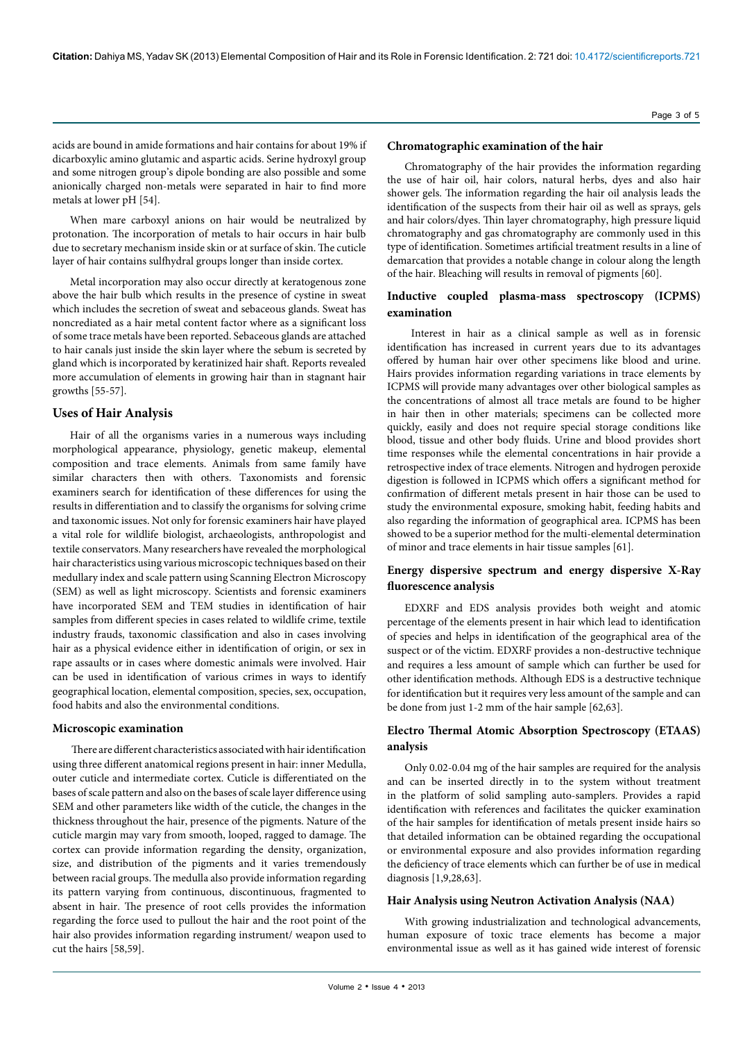acids are bound in amide formations and hair contains for about 19% if dicarboxylic amino glutamic and aspartic acids. Serine hydroxyl group and some nitrogen group's dipole bonding are also possible and some anionically charged non-metals were separated in hair to find more metals at lower pH [54].

When mare carboxyl anions on hair would be neutralized by protonation. The incorporation of metals to hair occurs in hair bulb due to secretary mechanism inside skin or at surface of skin. The cuticle layer of hair contains sulfhydral groups longer than inside cortex.

Metal incorporation may also occur directly at keratogenous zone above the hair bulb which results in the presence of cystine in sweat which includes the secretion of sweat and sebaceous glands. Sweat has noncrediated as a hair metal content factor where as a significant loss of some trace metals have been reported. Sebaceous glands are attached to hair canals just inside the skin layer where the sebum is secreted by gland which is incorporated by keratinized hair shaft. Reports revealed more accumulation of elements in growing hair than in stagnant hair growths [55-57].

## Uses of Hair Analysis

Hair of all the organisms varies in a numerous ways including morphological appearance, physiology, genetic makeup, elemental composition and trace elements. Animals from same family have similar characters then with others. Taxonomists and forensic examiners search for identification of these differences for using the results in differentiation and to classify the organisms for solving crime and taxonomic issues. Not only for forensic examiners hair have played a vital role for wildlife biologist, archaeologists, anthropologist and textile conservators. Many researchers have revealed the morphological hair characteristics using various microscopic techniques based on their medullary index and scale pattern using Scanning Electron Microscopy (SEM) as well as light microscopy. Scientists and forensic examiners have incorporated SEM and TEM studies in identification of hair samples from different species in cases related to wildlife crime, textile industry frauds, taxonomic classification and also in cases involving hair as a physical evidence either in identification of origin, or sex in rape assaults or in cases where domestic animals were involved. Hair can be used in identification of various crimes in ways to identify geographical location, elemental composition, species, sex, occupation, food habits and also the environmental conditions.

### Microscopic examination

There are different characteristics associated with hair identification using three different anatomical regions present in hair: inner Medulla, outer cuticle and intermediate cortex. Cuticle is differentiated on the bases of scale pattern and also on the bases of scale layer difference using SEM and other parameters like width of the cuticle, the changes in the thickness throughout the hair, presence of the pigments. Nature of the cuticle margin may vary from smooth, looped, ragged to damage. The cortex can provide information regarding the density, organization, size, and distribution of the pigments and it varies tremendously between racial groups. The medulla also provide information regarding its pattern varying from continuous, discontinuous, fragmented to absent in hair. The presence of root cells provides the information regarding the force used to pullout the hair and the root point of the hair also provides information regarding instrument/ weapon used to cut the hairs [58,59].

### Chromatographic examination of the hair

Chromatography of the hair provides the information regarding the use of hair oil, hair colors, natural herbs, dyes and also hair shower gels. The information regarding the hair oil analysis leads the identification of the suspects from their hair oil as well as sprays, gels and hair colors/dyes. Thin layer chromatography, high pressure liquid chromatography and gas chromatography are commonly used in this type of identification. Sometimes artificial treatment results in a line of demarcation that provides a notable change in colour along the length of the hair. Bleaching will results in removal of pigments [60].

### Inductive coupled plasma-mass spectroscopy (ICPMS) examination

Interest in hair as a clinical sample as well as in forensic identification has increased in current years due to its advantages offered by human hair over other specimens like blood and urine. Hairs provides information regarding variations in trace elements by ICPMS will provide many advantages over other biological samples as the concentrations of almost all trace metals are found to be higher in hair then in other materials; specimens can be collected more quickly, easily and does not require special storage conditions like blood, tissue and other body fluids. Urine and blood provides short time responses while the elemental concentrations in hair provide a retrospective index of trace elements. Nitrogen and hydrogen peroxide digestion is followed in ICPMS which offers a significant method for confirmation of different metals present in hair those can be used to study the environmental exposure, smoking habit, feeding habits and also regarding the information of geographical area. ICPMS has been showed to be a superior method for the multi-elemental determination of minor and trace elements in hair tissue samples [61].

### Energy dispersive spectrum and energy dispersive X-Ray fluorescence analysis

EDXRF and EDS analysis provides both weight and atomic percentage of the elements present in hair which lead to identification of species and helps in identification of the geographical area of the suspect or of the victim. EDXRF provides a non-destructive technique and requires a less amount of sample which can further be used for other identification methods. Although EDS is a destructive technique for identification but it requires very less amount of the sample and can be done from just 1-2 mm of the hair sample [62,63].

### Electro Thermal Atomic Absorption Spectroscopy (ETAAS) analysis

Only 0.02-0.04 mg of the hair samples are required for the analysis and can be inserted directly in to the system without treatment in the platform of solid sampling auto-samplers. Provides a rapid identification with references and facilitates the quicker examination of the hair samples for identification of metals present inside hairs so that detailed information can be obtained regarding the occupational or environmental exposure and also provides information regarding the deficiency of trace elements which can further be of use in medical diagnosis [1,9,28,63].

### Hair Analysis using Neutron Activation Analysis (NAA)

With growing industrialization and technological advancements, human exposure of toxic trace elements has become a major environmental issue as well as it has gained wide interest of forensic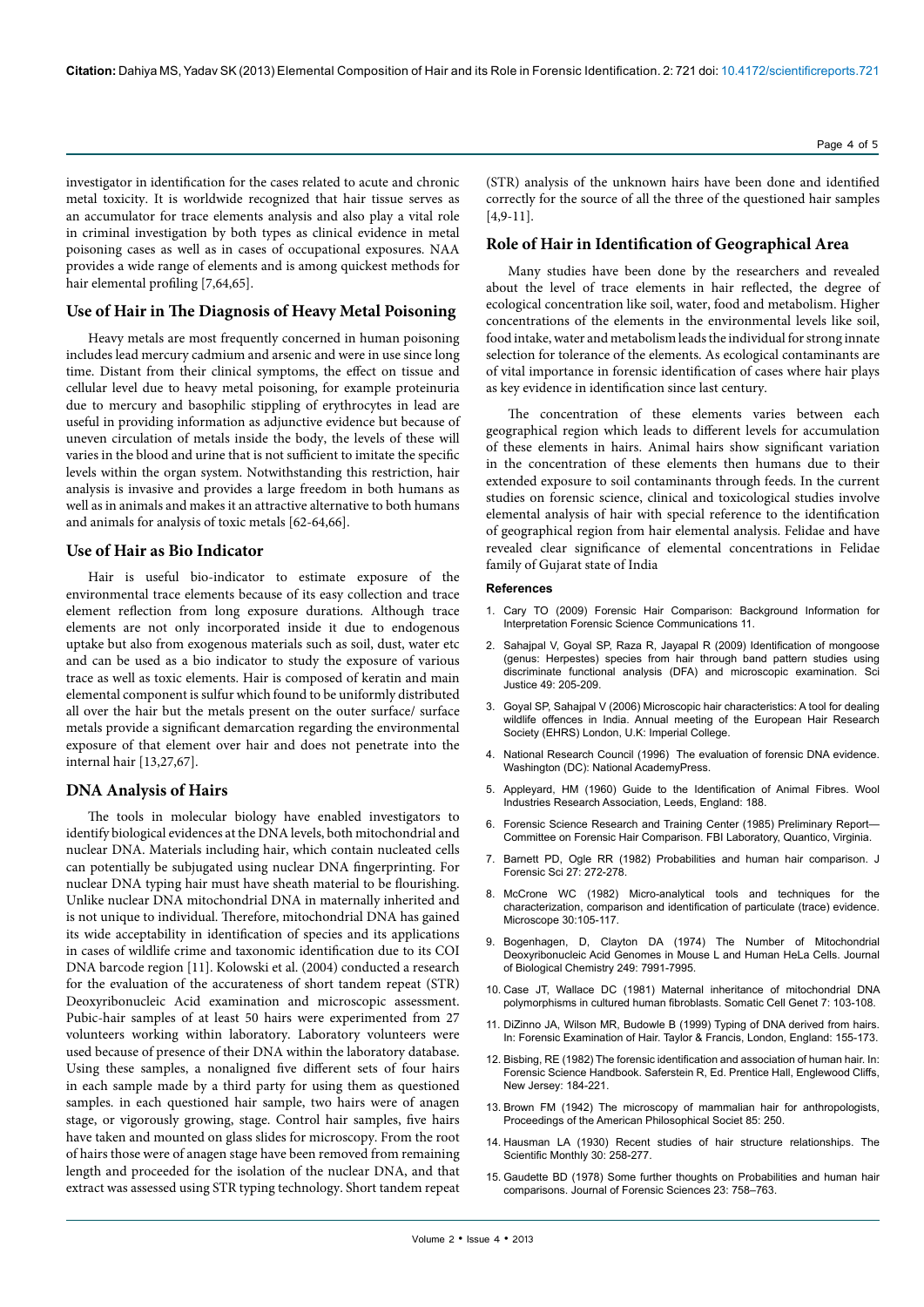investigator in identification for the cases related to acute and chronic metal toxicity. It is worldwide recognized that hair tissue serves as an accumulator for trace elements analysis and also play a vital role in criminal investigation by both types as clinical evidence in metal poisoning cases as well as in cases of occupational exposures. NAA provides a wide range of elements and is among quickest methods for hair elemental profiling [7,64,65].

## Use of Hair in The Diagnosis of Heavy Metal Poisoning

Heavy metals are most frequently concerned in human poisoning includes lead mercury cadmium and arsenic and were in use since long time. Distant from their clinical symptoms, the effect on tissue and cellular level due to heavy metal poisoning, for example proteinuria due to mercury and basophilic stippling of erythrocytes in lead are useful in providing information as adjunctive evidence but because of uneven circulation of metals inside the body, the levels of these will varies in the blood and urine that is not sufficient to imitate the specific levels within the organ system. Notwithstanding this restriction, hair analysis is invasive and provides a large freedom in both humans as well as in animals and makes it an attractive alternative to both humans and animals for analysis of toxic metals [62-64,66].

## Use of Hair as Bio Indicator

Hair is useful bio-indicator to estimate exposure of the environmental trace elements because of its easy collection and trace element reflection from long exposure durations. Although trace elements are not only incorporated inside it due to endogenous uptake but also from exogenous materials such as soil, dust, water etc and can be used as a bio indicator to study the exposure of various trace as well as toxic elements. Hair is composed of keratin and main elemental component is sulfur which found to be uniformly distributed all over the hair but the metals present on the outer surface/ surface metals provide a significant demarcation regarding the environmental exposure of that element over hair and does not penetrate into the internal hair [13,27,67].

## DNA Analysis of Hairs

The tools in molecular biology have enabled investigators to identify biological evidences at the DNA levels, both mitochondrial and nuclear DNA. Materials including hair, which contain nucleated cells can potentially be subjugated using nuclear DNA fingerprinting. For nuclear DNA typing hair must have sheath material to be flourishing. Unlike nuclear DNA mitochondrial DNA in maternally inherited and is not unique to individual. Therefore, mitochondrial DNA has gained its wide acceptability in identification of species and its applications in cases of wildlife crime and taxonomic identification due to its COI DNA barcode region [11]. Kolowski et al. (2004) conducted a research for the evaluation of the accurateness of short tandem repeat (STR) Deoxyribonucleic Acid examination and microscopic assessment. Pubic-hair samples of at least 50 hairs were experimented from 27 volunteers working within laboratory. Laboratory volunteers were used because of presence of their DNA within the laboratory database. Using these samples, a nonaligned five different sets of four hairs in each sample made by a third party for using them as questioned samples. in each questioned hair sample, two hairs were of anagen stage, or vigorously growing, stage. Control hair samples, five hairs have taken and mounted on glass slides for microscopy. From the root of hairs those were of anagen stage have been removed from remaining length and proceeded for the isolation of the nuclear DNA, and that extract was assessed using STR typing technology. Short tandem repeat (STR) analysis of the unknown hairs have been done and identified correctly for the source of all the three of the questioned hair samples [4,9-11].

## Role of Hair in Identification of Geographical Area

Many studies have been done by the researchers and revealed about the level of trace elements in hair reflected, the degree of ecological concentration like soil, water, food and metabolism. Higher concentrations of the elements in the environmental levels like soil, food intake, water and metabolism leads the individual for strong innate selection for tolerance of the elements. As ecological contaminants are of vital importance in forensic identification of cases where hair plays as key evidence in identification since last century.

The concentration of these elements varies between each geographical region which leads to different levels for accumulation of these elements in hairs. Animal hairs show significant variation in the concentration of these elements then humans due to their extended exposure to soil contaminants through feeds. In the current studies on forensic science, clinical and toxicological studies involve elemental analysis of hair with special reference to the identification of geographical region from hair elemental analysis. Felidae and have revealed clear significance of elemental concentrations in Felidae family of Gujarat state of India

### References

1. Cary TO (2009) Forensic Hair Comparison: Background Information for Interpretation Forensic Science Communications 11.
2. Sahajpal V, Goyal SP, Raza R, Jayapal R (2009) Identification of mongoose (genus: Herpestes) species from hair through band pattern studies using discriminate functional analysis (DFA) and microscopic examination. Sci Justice 49: 205-209.
3. Goyal SP, Sahajpal V (2006) Microscopic hair characteristics: A tool for dealing wildlife offences in India. Annual meeting of the European Hair Research Society (EHRS) London, U.K: Imperial College.
4. National Research Council (1996) The evaluation of forensic DNA evidence. Washington (DC): National AcademyPress.
5. Appleyard, HM (1960) Guide to the Identification of Animal Fibres. Wool Industries Research Association, Leeds, England: 188.
6. Forensic Science Research and Training Center (1985) Preliminary Report—Committee on Forensic Hair Comparison. FBI Laboratory, Quantico, Virginia.
7. Barnett PD, Ogle RR (1982) Probabilities and human hair comparison. J Forensic Sci 27: 272-278.
8. McCrone WC (1982) Micro-analytical tools and techniques for the characterization, comparison and identification of particulate (trace) evidence. Microscope 30:105-117.
9. Bogenhagen, D, Clayton DA (1974) The Number of Mitochondrial Deoxyribonucleic Acid Genomes in Mouse L and Human HeLa Cells. Journal of Biological Chemistry 249: 7991-7995.
10. Case JT, Wallace DC (1981) Maternal inheritance of mitochondrial DNA polymorphisms in cultured human fibroblasts. Somatic Cell Genet 7: 103-108.
11. DiZinno JA, Wilson MR, Budowle B (1999) Typing of DNA derived from hairs. In: Forensic Examination of Hair. Taylor & Francis, London, England: 155-173.
12. Bisbing, RE (1982) The forensic identification and association of human hair. In: Forensic Science Handbook. Saferstein R, Ed. Prentice Hall, Englewood Cliffs, New Jersey: 184-221.
13. Brown FM (1942) The microscopy of mammalian hair for anthropologists, Proceedings of the American Philosophical Societ 85: 250.
14. Hausman LA (1930) Recent studies of hair structure relationships. The Scientific Monthly 30: 258-277.
15. Gaudette BD (1978) Some further thoughts on Probabilities and human hair comparisons. Journal of Forensic Sciences 23: 758–763.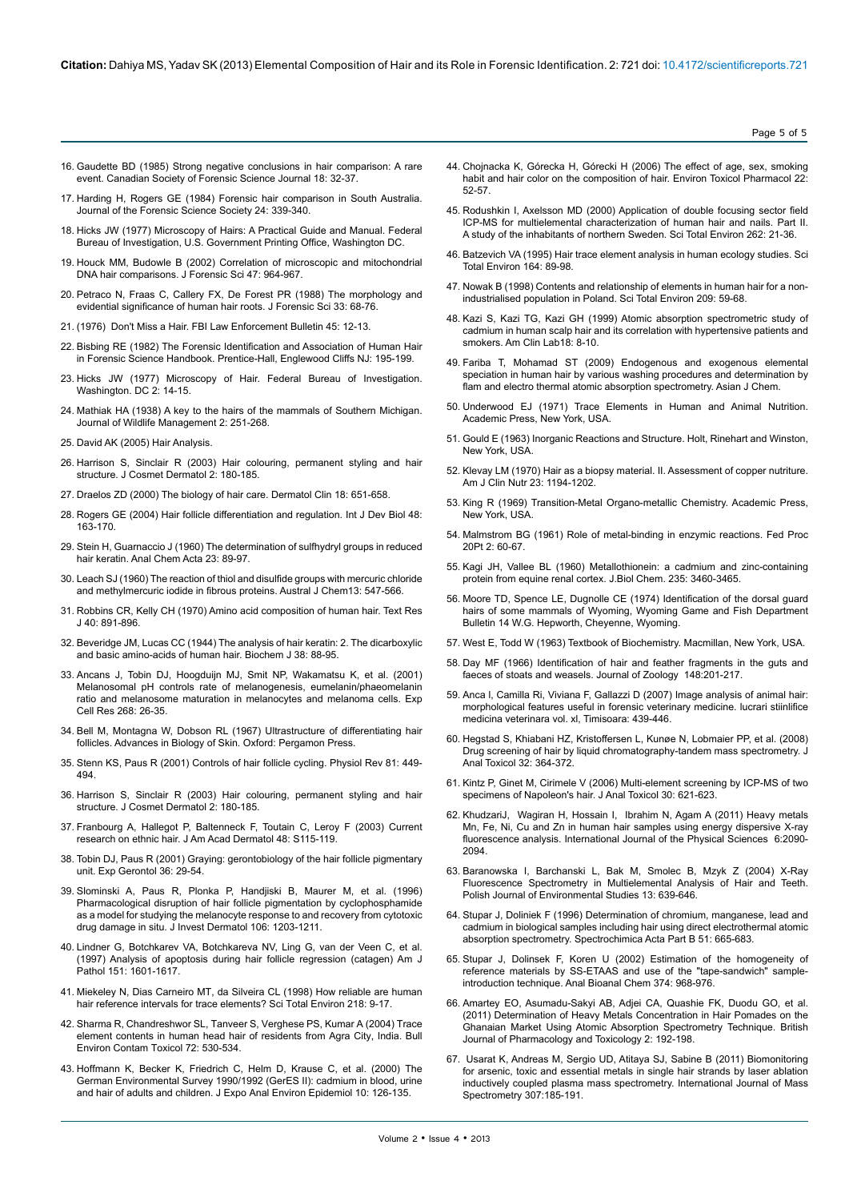16. Gaudette BD (1985) Strong negative conclusions in hair comparison: A rare event. Canadian Society of Forensic Science Journal 18: 32-37.

17. Harding H, Rogers GE (1984) Forensic hair comparison in South Australia. Journal of the Forensic Science Society 24: 339-340.

18. Hicks JW (1977) Microscopy of Hairs: A Practical Guide and Manual. Federal Bureau of Investigation, U.S. Government Printing Office, Washington DC.

19. Houck MM, Budowle B (2002) Correlation of microscopic and mitochondrial DNA hair comparisons. J Forensic Sci 47: 964-967.

20. Petraco N, Fraas C, Callery FX, De Forest PR (1988) The morphology and evidential significance of human hair roots. J Forensic Sci 33: 68-76.

21. (1976) Don't Miss a Hair. FBI Law Enforcement Bulletin 45: 12-13.

22. Bisbing RE (1982) The Forensic Identification and Association of Human Hair in Forensic Science Handbook. Prentice-Hall, Englewood Cliffs NJ: 195-199.

23. Hicks JW (1977) Microscopy of Hair. Federal Bureau of Investigation. Washington. DC 2: 14-15.

24. Mathiak HA (1938) A key to the hairs of the mammals of Southern Michigan. Journal of Wildlife Management 2: 251-268.

25. David AK (2005) Hair Analysis.

26. Harrison S, Sinclair R (2003) Hair colouring, permanent styling and hair structure. J Cosmet Dermatol 2: 180-185.

27. Draelos ZD (2000) The biology of hair care. Dermatol Clin 18: 651-658.

28. Rogers GE (2004) Hair follicle differentiation and regulation. Int J Dev Biol 48: 163-170.

29. Stein H, Guarnaccio J (1960) The determination of sulfhydryl groups in reduced hair keratin. Anal Chem Acta 23: 89-97.

30. Leach SJ (1960) The reaction of thiol and disulfide groups with mercuric chloride and methylmercuric iodide in fibrous proteins. Austral J Chem13: 547-566.

31. Robbins CR, Kelly CH (1970) Amino acid composition of human hair. Text Res J 40: 891-896.

32. Beveridge JM, Lucas CC (1944) The analysis of hair keratin: 2. The dicarboxylic and basic amino-acids of human hair. Biochem J 38: 88-95.

33. Ancans J, Tobin DJ, Hoogduijn MJ, Smit NP, Wakamatsu K, et al. (2001) Melanosomal pH controls rate of melanogenesis, eumelanin/phaeomelanin ratio and melanosome maturation in melanocytes and melanoma cells. Exp Cell Res 268: 26-35.

34. Bell M, Montagna W, Dobson RL (1967) Ultrastructure of differentiating hair follicles. Advances in Biology of Skin. Oxford: Pergamon Press.

35. Stenn KS, Paus R (2001) Controls of hair follicle cycling. Physiol Rev 81: 449-494.

36. Harrison S, Sinclair R (2003) Hair colouring, permanent styling and hair structure. J Cosmet Dermatol 2: 180-185.

37. Franbourg A, Hallegot P, Baltenneck F, Toutain C, Leroy F (2003) Current research on ethnic hair. J Am Acad Dermatol 48: S115-119.

38. Tobin DJ, Paus R (2001) Graying: gerontobiology of the hair follicle pigmentary unit. Exp Gerontol 36: 29-54.

39. Slominski A, Paus R, Plonka P, Handjiski B, Maurer M, et al. (1996) Pharmacological disruption of hair follicle pigmentation by cyclophosphamide as a model for studying the melanocyte response to and recovery from cytotoxic drug damage in situ. J Invest Dermatol 106: 1203-1211.

40. Lindner G, Botchkarev VA, Botchkareva NV, Ling G, van der Veen C, et al. (1997) Analysis of apoptosis during hair follicle regression (catagen) Am J Pathol 151: 1601-1617.

41. Miekeley N, Dias Carneiro MT, da Silveira CL (1998) How reliable are human hair reference intervals for trace elements? Sci Total Environ 218: 9-17.

42. Sharma R, Chandreshwor SL, Tanveer S, Verghese PS, Kumar A (2004) Trace element contents in human head hair of residents from Agra City, India. Bull Environ Contam Toxicol 72: 530-534.

43. Hoffmann K, Becker K, Friedrich C, Helm D, Krause C, et al. (2000) The German Environmental Survey 1990/1992 (GerES II): cadmium in blood, urine and hair of adults and children. J Expo Anal Environ Epidemiol 10: 126-135.

44. Chojnacka K, Górecka H, Górecki H (2006) The effect of age, sex, smoking habit and hair color on the composition of hair. Environ Toxicol Pharmacol 22: 52-57.

45. Rodushkin I, Axelsson MD (2000) Application of double focusing sector field ICP-MS for multielemental characterization of human hair and nails. Part II. A study of the inhabitants of northern Sweden. Sci Total Environ 262: 21-36.

46. Batzevich VA (1995) Hair trace element analysis in human ecology studies. Sci Total Environ 164: 89-98.

47. Nowak B (1998) Contents and relationship of elements in human hair for a non-industrialised population in Poland. Sci Total Environ 209: 59-68.

48. Kazi S, Kazi TG, Kazi GH (1999) Atomic absorption spectrometric study of cadmium in human scalp hair and its correlation with hypertensive patients and smokers. Am Clin Lab18: 8-10.

49. Fariba T, Mohamad ST (2009) Endogenous and exogenous elemental speciation in human hair by various washing procedures and determination by flam and electro thermal atomic absorption spectrometry. Asian J Chem.

50. Underwood EJ (1971) Trace Elements in Human and Animal Nutrition. Academic Press, New York, USA.

51. Gould E (1963) Inorganic Reactions and Structure. Holt, Rinehart and Winston, New York, USA.

52. Klevay LM (1970) Hair as a biopsy material. II. Assessment of copper nutriture. Am J Clin Nutr 23: 1194-1202.

53. King R (1969) Transition-Metal Organo-metallic Chemistry. Academic Press, New York, USA.

54. Malmstrom BG (1961) Role of metal-binding in enzymic reactions. Fed Proc 20Pt 2: 60-67.

55. Kagi JH, Vallee BL (1960) Metallothionein: a cadmium and zinc-containing protein from equine renal cortex. J.Biol Chem. 235: 3460-3465.

56. Moore TD, Spence LE, Dugnolle CE (1974) Identification of the dorsal guard hairs of some mammals of Wyoming, Wyoming Game and Fish Department Bulletin 14 W.G. Hepworth, Cheyenne, Wyoming.

57. West E, Todd W (1963) Textbook of Biochemistry. Macmillan, New York, USA.

58. Day MF (1966) Identification of hair and feather fragments in the guts and faeces of stoats and weasels. Journal of Zoology 148:201-217.

59. Anca I, Camilla Ri, Viviana F, Gallazzi D (2007) Image analysis of animal hair: morphological features useful in forensic veterinary medicine. lucrari stiinlifice medicina veterinara vol. xl, Timisoara: 439-446.

60. Hegstad S, Khiabani HZ, Kristoffersen L, Kunøe N, Lobmaier PP, et al. (2008) Drug screening of hair by liquid chromatography-tandem mass spectrometry. J Anal Toxicol 32: 364-372.

61. Kintz P, Ginet M, Cirimele V (2006) Multi-element screening by ICP-MS of two specimens of Napoleon's hair. J Anal Toxicol 30: 621-623.

62. KhudzariJ, Wagiran H, Hossain I, Ibrahim N, Agam A (2011) Heavy metals Mn, Fe, Ni, Cu and Zn in human hair samples using energy dispersive X-ray fluorescence analysis. International Journal of the Physical Sciences 6:2090-2094.

63. Baranowska I, Barchanski L, Bak M, Smolec B, Mzyk Z (2004) X-Ray Fluorescence Spectrometry in Multielemental Analysis of Hair and Teeth. Polish Journal of Environmental Studies 13: 639-646.

64. Stupar J, Doliniek F (1996) Determination of chromium, manganese, lead and cadmium in biological samples including hair using direct electrothermal atomic absorption spectrometry. Spectrochimica Acta Part B 51: 665-683.

65. Stupar J, Dolinsek F, Koren U (2002) Estimation of the homogeneity of reference materials by SS-ETAAS and use of the "tape-sandwich" sample-introduction technique. Anal Bioanal Chem 374: 968-976.

66. Amartey EO, Asumadu-Sakyi AB, Adjei CA, Quashie FK, Duodu GO, et al. (2011) Determination of Heavy Metals Concentration in Hair Pomades on the Ghanaian Market Using Atomic Absorption Spectrometry Technique. British Journal of Pharmacology and Toxicology 2: 192-198.

67. Usarat K, Andreas M, Sergio UD, Atitaya SJ, Sabine B (2011) Biomonitoring for arsenic, toxic and essential metals in single hair strands by laser ablation inductively coupled plasma mass spectrometry. International Journal of Mass Spectrometry 307:185-191.